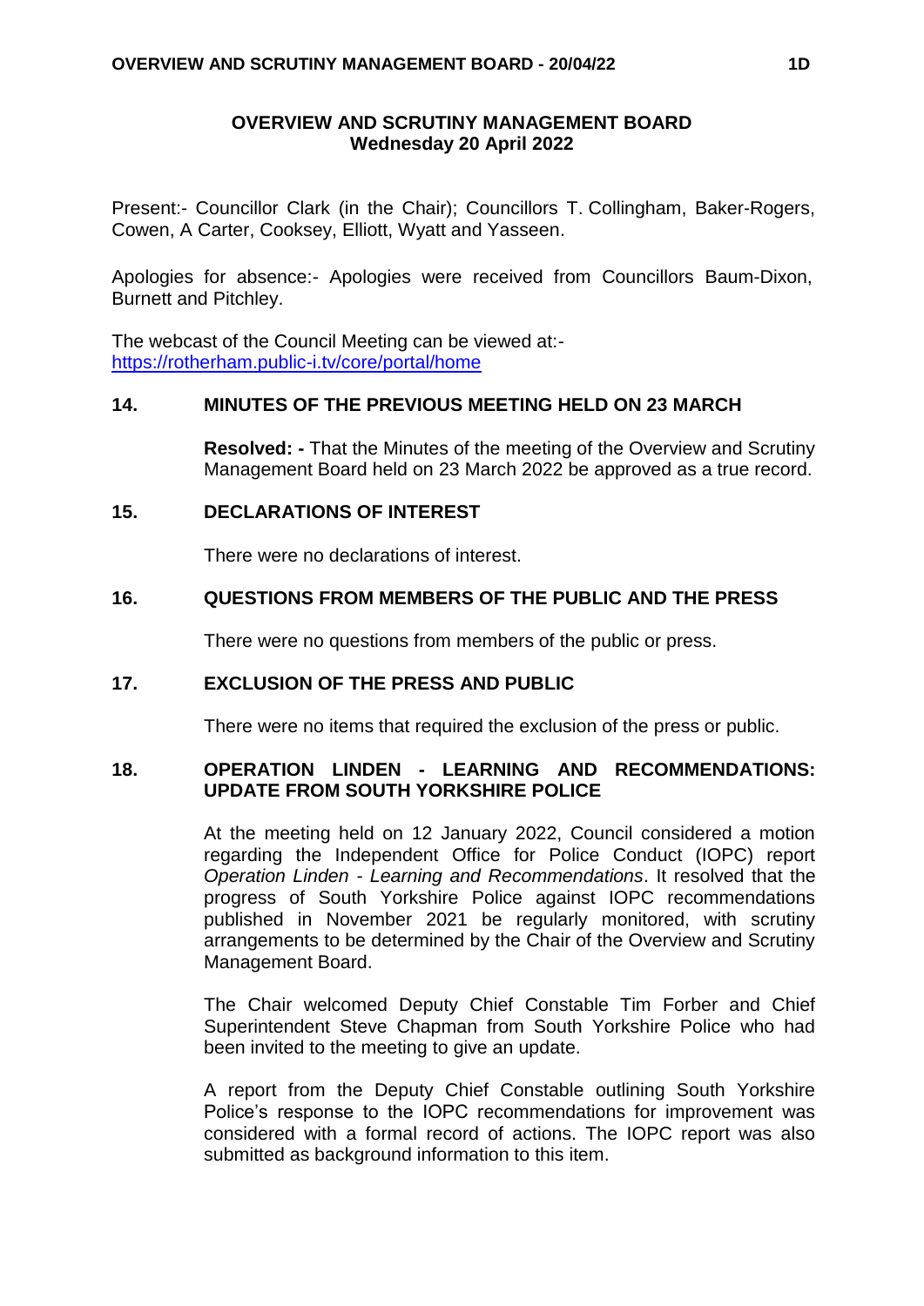# OVERVIEW AND SCRUTINY MANAGEMENT BOARD
## Wednesday 20 April 2022

Present:- Councillor Clark (in the Chair); Councillors T. Collingham, Baker-Rogers, Cowen, A Carter, Cooksey, Elliott, Wyatt and Yasseen.

Apologies for absence:- Apologies were received from Councillors Baum-Dixon, Burnett and Pitchley.

The webcast of the Council Meeting can be viewed at:- https://rotherham.public-i.tv/core/portal/home

### 14. MINUTES OF THE PREVIOUS MEETING HELD ON 23 MARCH

**Resolved: -** That the Minutes of the meeting of the Overview and Scrutiny Management Board held on 23 March 2022 be approved as a true record.

### 15. DECLARATIONS OF INTEREST

There were no declarations of interest.

### 16. QUESTIONS FROM MEMBERS OF THE PUBLIC AND THE PRESS

There were no questions from members of the public or press.

### 17. EXCLUSION OF THE PRESS AND PUBLIC

There were no items that required the exclusion of the press or public.

### 18. OPERATION LINDEN - LEARNING AND RECOMMENDATIONS: UPDATE FROM SOUTH YORKSHIRE POLICE

At the meeting held on 12 January 2022, Council considered a motion regarding the Independent Office for Police Conduct (IOPC) report *Operation Linden - Learning and Recommendations*. It resolved that the progress of South Yorkshire Police against IOPC recommendations published in November 2021 be regularly monitored, with scrutiny arrangements to be determined by the Chair of the Overview and Scrutiny Management Board.

The Chair welcomed Deputy Chief Constable Tim Forber and Chief Superintendent Steve Chapman from South Yorkshire Police who had been invited to the meeting to give an update.

A report from the Deputy Chief Constable outlining South Yorkshire Police's response to the IOPC recommendations for improvement was considered with a formal record of actions. The IOPC report was also submitted as background information to this item.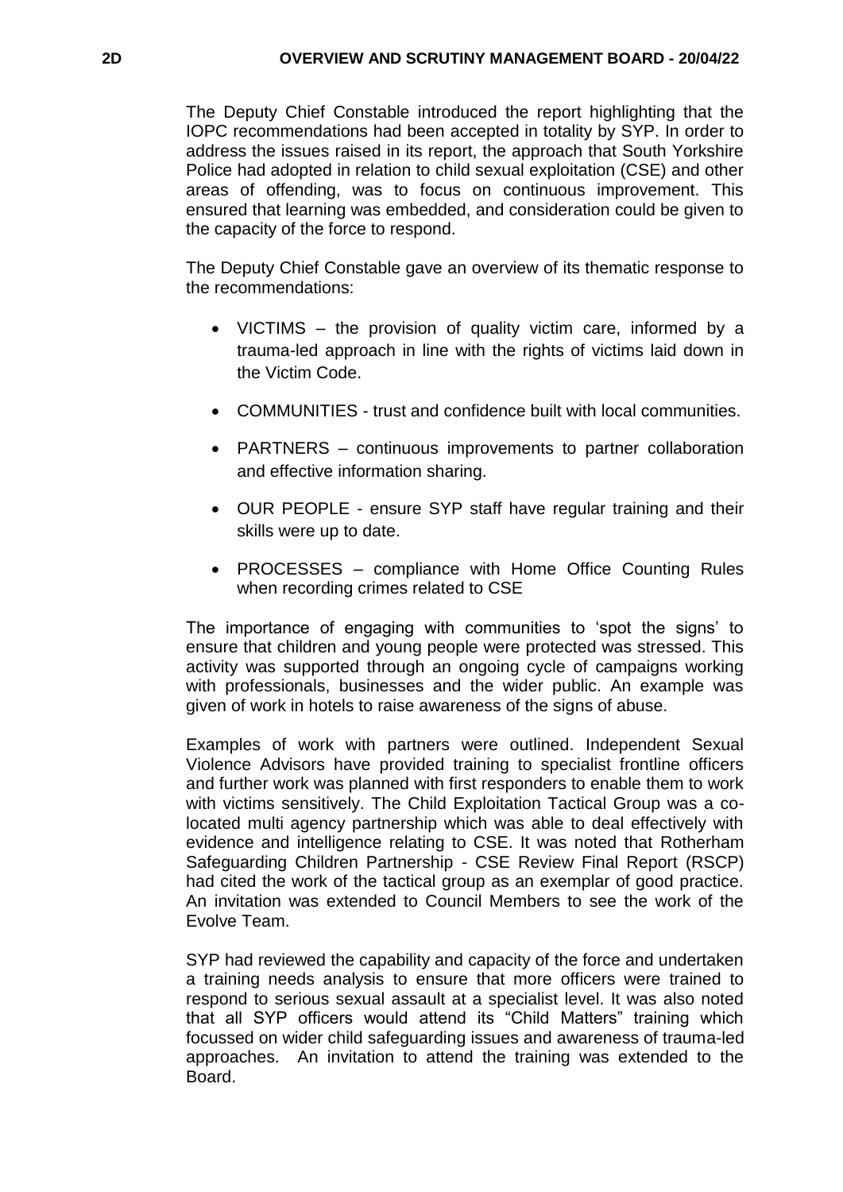The Deputy Chief Constable introduced the report highlighting that the IOPC recommendations had been accepted in totality by SYP. In order to address the issues raised in its report, the approach that South Yorkshire Police had adopted in relation to child sexual exploitation (CSE) and other areas of offending, was to focus on continuous improvement. This ensured that learning was embedded, and consideration could be given to the capacity of the force to respond.

The Deputy Chief Constable gave an overview of its thematic response to the recommendations:

- VICTIMS – the provision of quality victim care, informed by a trauma-led approach in line with the rights of victims laid down in the Victim Code.
- COMMUNITIES - trust and confidence built with local communities.
- PARTNERS – continuous improvements to partner collaboration and effective information sharing.
- OUR PEOPLE - ensure SYP staff have regular training and their skills were up to date.
- PROCESSES – compliance with Home Office Counting Rules when recording crimes related to CSE

The importance of engaging with communities to 'spot the signs' to ensure that children and young people were protected was stressed. This activity was supported through an ongoing cycle of campaigns working with professionals, businesses and the wider public. An example was given of work in hotels to raise awareness of the signs of abuse.

Examples of work with partners were outlined. Independent Sexual Violence Advisors have provided training to specialist frontline officers and further work was planned with first responders to enable them to work with victims sensitively. The Child Exploitation Tactical Group was a co-located multi agency partnership which was able to deal effectively with evidence and intelligence relating to CSE. It was noted that Rotherham Safeguarding Children Partnership - CSE Review Final Report (RSCP) had cited the work of the tactical group as an exemplar of good practice. An invitation was extended to Council Members to see the work of the Evolve Team.

SYP had reviewed the capability and capacity of the force and undertaken a training needs analysis to ensure that more officers were trained to respond to serious sexual assault at a specialist level. It was also noted that all SYP officers would attend its "Child Matters" training which focussed on wider child safeguarding issues and awareness of trauma-led approaches. An invitation to attend the training was extended to the Board.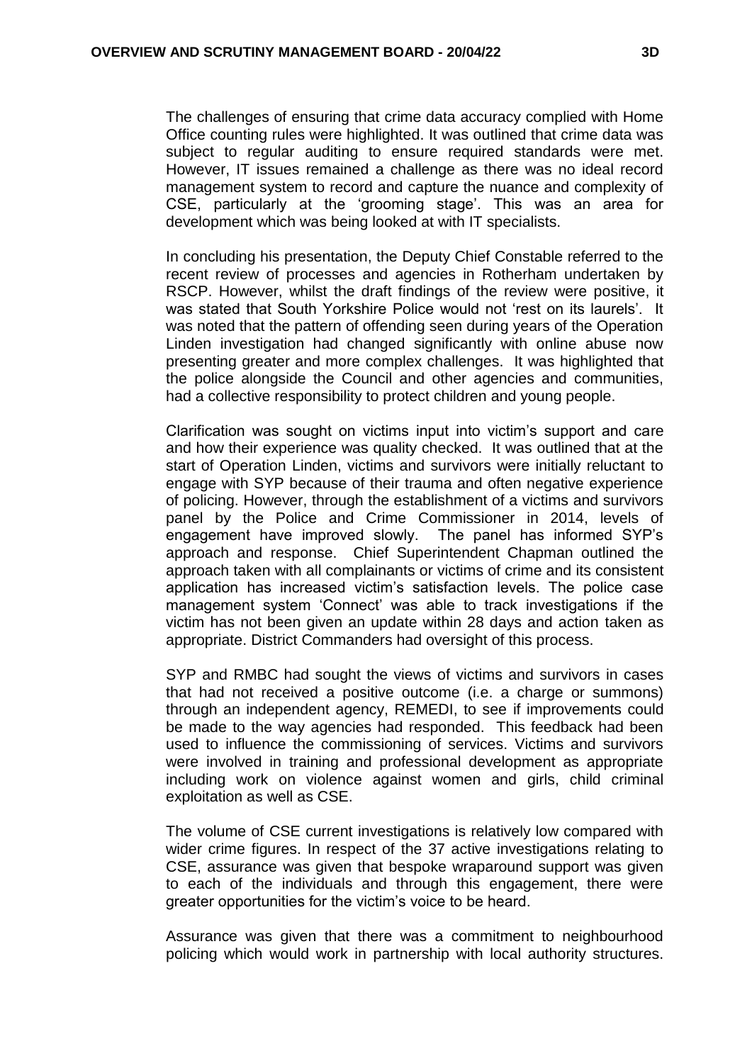The challenges of ensuring that crime data accuracy complied with Home Office counting rules were highlighted. It was outlined that crime data was subject to regular auditing to ensure required standards were met. However, IT issues remained a challenge as there was no ideal record management system to record and capture the nuance and complexity of CSE, particularly at the 'grooming stage'. This was an area for development which was being looked at with IT specialists.

In concluding his presentation, the Deputy Chief Constable referred to the recent review of processes and agencies in Rotherham undertaken by RSCP. However, whilst the draft findings of the review were positive, it was stated that South Yorkshire Police would not 'rest on its laurels'. It was noted that the pattern of offending seen during years of the Operation Linden investigation had changed significantly with online abuse now presenting greater and more complex challenges. It was highlighted that the police alongside the Council and other agencies and communities, had a collective responsibility to protect children and young people.

Clarification was sought on victims input into victim's support and care and how their experience was quality checked. It was outlined that at the start of Operation Linden, victims and survivors were initially reluctant to engage with SYP because of their trauma and often negative experience of policing. However, through the establishment of a victims and survivors panel by the Police and Crime Commissioner in 2014, levels of engagement have improved slowly. The panel has informed SYP's approach and response. Chief Superintendent Chapman outlined the approach taken with all complainants or victims of crime and its consistent application has increased victim's satisfaction levels. The police case management system 'Connect' was able to track investigations if the victim has not been given an update within 28 days and action taken as appropriate. District Commanders had oversight of this process.

SYP and RMBC had sought the views of victims and survivors in cases that had not received a positive outcome (i.e. a charge or summons) through an independent agency, REMEDI, to see if improvements could be made to the way agencies had responded. This feedback had been used to influence the commissioning of services. Victims and survivors were involved in training and professional development as appropriate including work on violence against women and girls, child criminal exploitation as well as CSE.

The volume of CSE current investigations is relatively low compared with wider crime figures. In respect of the 37 active investigations relating to CSE, assurance was given that bespoke wraparound support was given to each of the individuals and through this engagement, there were greater opportunities for the victim's voice to be heard.

Assurance was given that there was a commitment to neighbourhood policing which would work in partnership with local authority structures.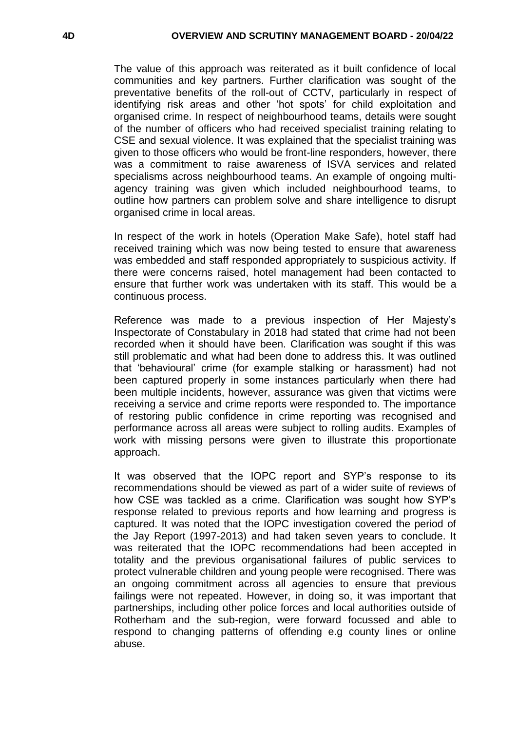The value of this approach was reiterated as it built confidence of local communities and key partners. Further clarification was sought of the preventative benefits of the roll-out of CCTV, particularly in respect of identifying risk areas and other 'hot spots' for child exploitation and organised crime. In respect of neighbourhood teams, details were sought of the number of officers who had received specialist training relating to CSE and sexual violence. It was explained that the specialist training was given to those officers who would be front-line responders, however, there was a commitment to raise awareness of ISVA services and related specialisms across neighbourhood teams. An example of ongoing multi-agency training was given which included neighbourhood teams, to outline how partners can problem solve and share intelligence to disrupt organised crime in local areas.

In respect of the work in hotels (Operation Make Safe), hotel staff had received training which was now being tested to ensure that awareness was embedded and staff responded appropriately to suspicious activity. If there were concerns raised, hotel management had been contacted to ensure that further work was undertaken with its staff. This would be a continuous process.

Reference was made to a previous inspection of Her Majesty's Inspectorate of Constabulary in 2018 had stated that crime had not been recorded when it should have been. Clarification was sought if this was still problematic and what had been done to address this. It was outlined that 'behavioural' crime (for example stalking or harassment) had not been captured properly in some instances particularly when there had been multiple incidents, however, assurance was given that victims were receiving a service and crime reports were responded to. The importance of restoring public confidence in crime reporting was recognised and performance across all areas were subject to rolling audits. Examples of work with missing persons were given to illustrate this proportionate approach.

It was observed that the IOPC report and SYP's response to its recommendations should be viewed as part of a wider suite of reviews of how CSE was tackled as a crime. Clarification was sought how SYP's response related to previous reports and how learning and progress is captured. It was noted that the IOPC investigation covered the period of the Jay Report (1997-2013) and had taken seven years to conclude. It was reiterated that the IOPC recommendations had been accepted in totality and the previous organisational failures of public services to protect vulnerable children and young people were recognised. There was an ongoing commitment across all agencies to ensure that previous failings were not repeated. However, in doing so, it was important that partnerships, including other police forces and local authorities outside of Rotherham and the sub-region, were forward focussed and able to respond to changing patterns of offending e.g county lines or online abuse.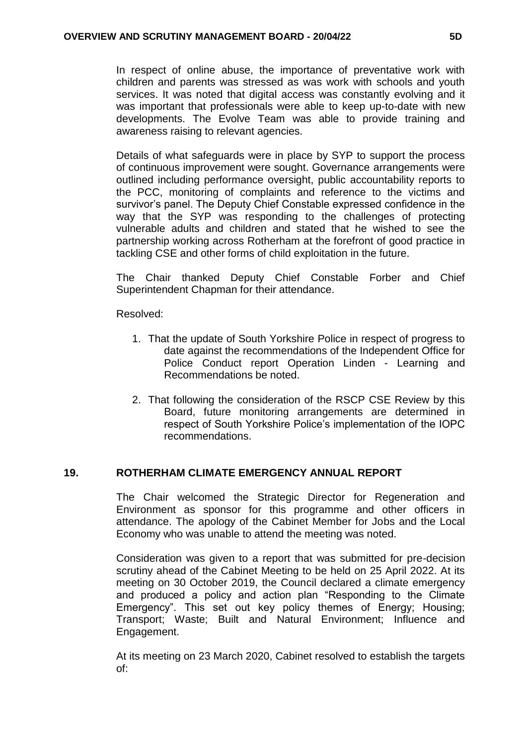In respect of online abuse, the importance of preventative work with children and parents was stressed as was work with schools and youth services. It was noted that digital access was constantly evolving and it was important that professionals were able to keep up-to-date with new developments. The Evolve Team was able to provide training and awareness raising to relevant agencies.

Details of what safeguards were in place by SYP to support the process of continuous improvement were sought. Governance arrangements were outlined including performance oversight, public accountability reports to the PCC, monitoring of complaints and reference to the victims and survivor's panel. The Deputy Chief Constable expressed confidence in the way that the SYP was responding to the challenges of protecting vulnerable adults and children and stated that he wished to see the partnership working across Rotherham at the forefront of good practice in tackling CSE and other forms of child exploitation in the future.

The Chair thanked Deputy Chief Constable Forber and Chief Superintendent Chapman for their attendance.

Resolved:

1. That the update of South Yorkshire Police in respect of progress to date against the recommendations of the Independent Office for Police Conduct report Operation Linden - Learning and Recommendations be noted.

2. That following the consideration of the RSCP CSE Review by this Board, future monitoring arrangements are determined in respect of South Yorkshire Police's implementation of the IOPC recommendations.

## 19. ROTHERHAM CLIMATE EMERGENCY ANNUAL REPORT

The Chair welcomed the Strategic Director for Regeneration and Environment as sponsor for this programme and other officers in attendance. The apology of the Cabinet Member for Jobs and the Local Economy who was unable to attend the meeting was noted.

Consideration was given to a report that was submitted for pre-decision scrutiny ahead of the Cabinet Meeting to be held on 25 April 2022. At its meeting on 30 October 2019, the Council declared a climate emergency and produced a policy and action plan "Responding to the Climate Emergency". This set out key policy themes of Energy; Housing; Transport; Waste; Built and Natural Environment; Influence and Engagement.

At its meeting on 23 March 2020, Cabinet resolved to establish the targets of: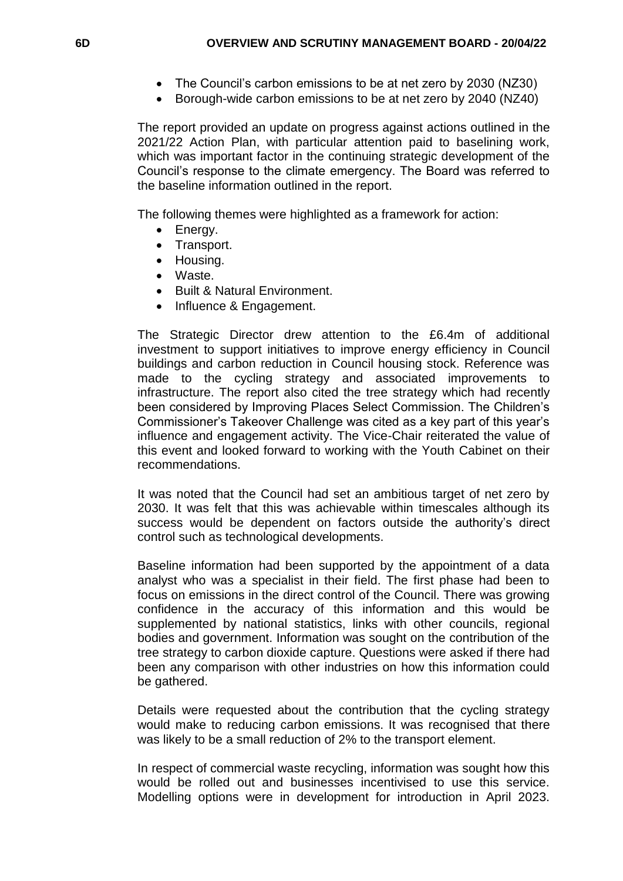- The Council's carbon emissions to be at net zero by 2030 (NZ30)
- Borough-wide carbon emissions to be at net zero by 2040 (NZ40)

The report provided an update on progress against actions outlined in the 2021/22 Action Plan, with particular attention paid to baselining work, which was important factor in the continuing strategic development of the Council's response to the climate emergency. The Board was referred to the baseline information outlined in the report.

The following themes were highlighted as a framework for action:

- Energy.
- Transport.
- Housing.
- Waste.
- Built & Natural Environment.
- Influence & Engagement.

The Strategic Director drew attention to the £6.4m of additional investment to support initiatives to improve energy efficiency in Council buildings and carbon reduction in Council housing stock. Reference was made to the cycling strategy and associated improvements to infrastructure. The report also cited the tree strategy which had recently been considered by Improving Places Select Commission. The Children's Commissioner's Takeover Challenge was cited as a key part of this year's influence and engagement activity. The Vice-Chair reiterated the value of this event and looked forward to working with the Youth Cabinet on their recommendations.

It was noted that the Council had set an ambitious target of net zero by 2030. It was felt that this was achievable within timescales although its success would be dependent on factors outside the authority's direct control such as technological developments.

Baseline information had been supported by the appointment of a data analyst who was a specialist in their field. The first phase had been to focus on emissions in the direct control of the Council. There was growing confidence in the accuracy of this information and this would be supplemented by national statistics, links with other councils, regional bodies and government. Information was sought on the contribution of the tree strategy to carbon dioxide capture. Questions were asked if there had been any comparison with other industries on how this information could be gathered.

Details were requested about the contribution that the cycling strategy would make to reducing carbon emissions. It was recognised that there was likely to be a small reduction of 2% to the transport element.

In respect of commercial waste recycling, information was sought how this would be rolled out and businesses incentivised to use this service. Modelling options were in development for introduction in April 2023.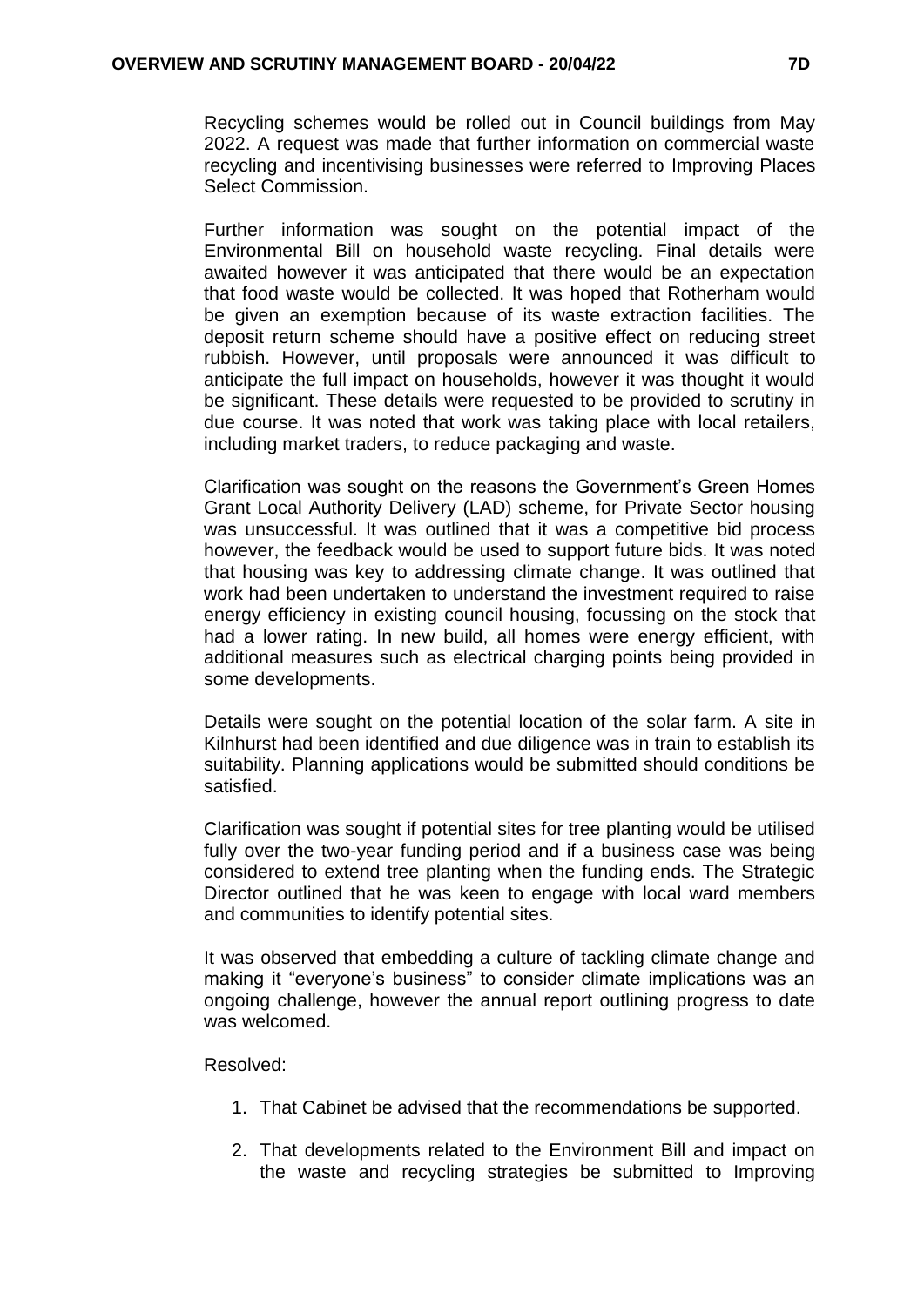Recycling schemes would be rolled out in Council buildings from May 2022. A request was made that further information on commercial waste recycling and incentivising businesses were referred to Improving Places Select Commission.

Further information was sought on the potential impact of the Environmental Bill on household waste recycling. Final details were awaited however it was anticipated that there would be an expectation that food waste would be collected. It was hoped that Rotherham would be given an exemption because of its waste extraction facilities. The deposit return scheme should have a positive effect on reducing street rubbish. However, until proposals were announced it was difficult to anticipate the full impact on households, however it was thought it would be significant. These details were requested to be provided to scrutiny in due course. It was noted that work was taking place with local retailers, including market traders, to reduce packaging and waste.

Clarification was sought on the reasons the Government's Green Homes Grant Local Authority Delivery (LAD) scheme, for Private Sector housing was unsuccessful. It was outlined that it was a competitive bid process however, the feedback would be used to support future bids. It was noted that housing was key to addressing climate change. It was outlined that work had been undertaken to understand the investment required to raise energy efficiency in existing council housing, focussing on the stock that had a lower rating. In new build, all homes were energy efficient, with additional measures such as electrical charging points being provided in some developments.

Details were sought on the potential location of the solar farm. A site in Kilnhurst had been identified and due diligence was in train to establish its suitability. Planning applications would be submitted should conditions be satisfied.

Clarification was sought if potential sites for tree planting would be utilised fully over the two-year funding period and if a business case was being considered to extend tree planting when the funding ends. The Strategic Director outlined that he was keen to engage with local ward members and communities to identify potential sites.

It was observed that embedding a culture of tackling climate change and making it "everyone's business" to consider climate implications was an ongoing challenge, however the annual report outlining progress to date was welcomed.

Resolved:

1. That Cabinet be advised that the recommendations be supported.

2. That developments related to the Environment Bill and impact on the waste and recycling strategies be submitted to Improving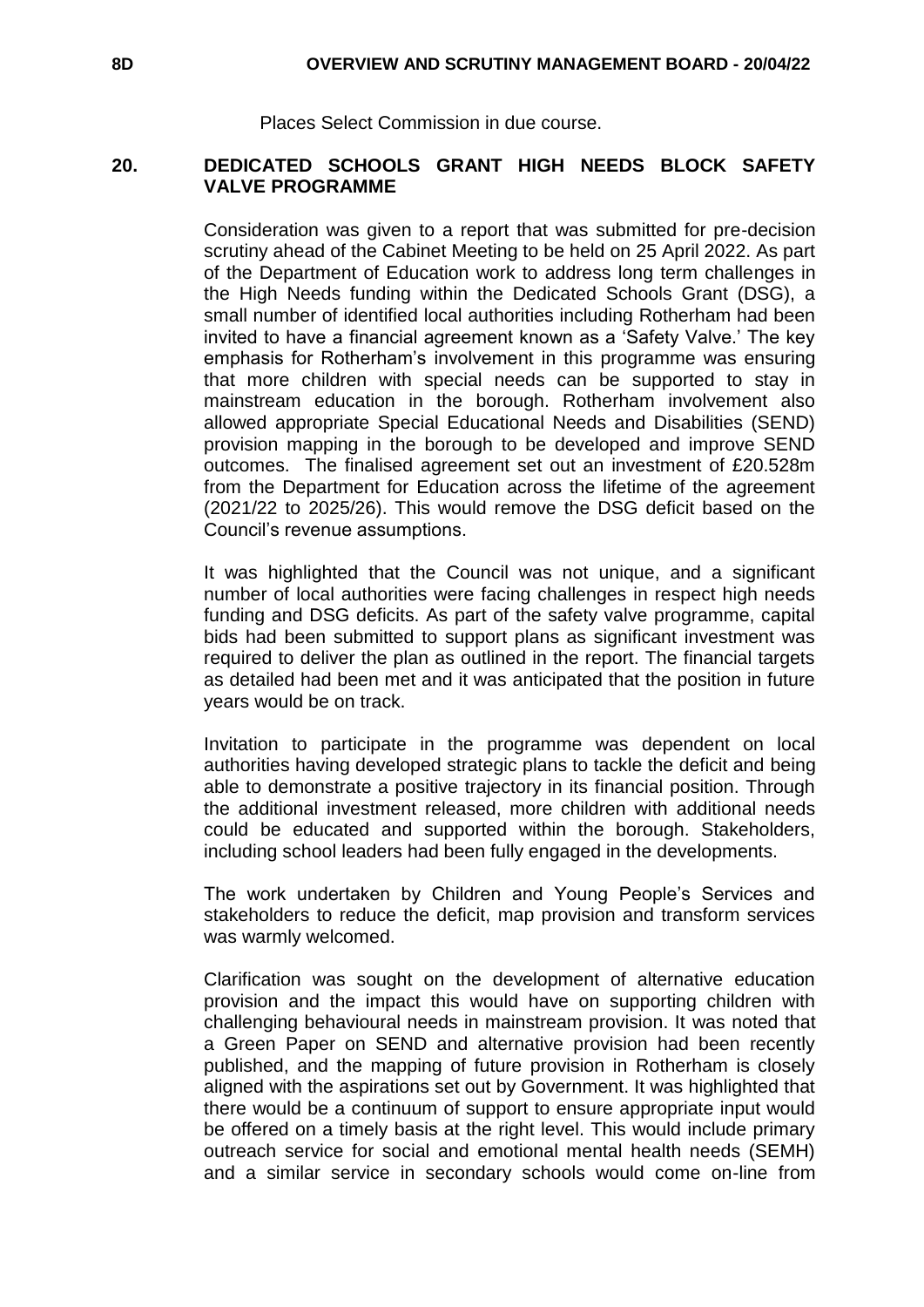Places Select Commission in due course.

## 20. DEDICATED SCHOOLS GRANT HIGH NEEDS BLOCK SAFETY VALVE PROGRAMME

Consideration was given to a report that was submitted for pre-decision scrutiny ahead of the Cabinet Meeting to be held on 25 April 2022. As part of the Department of Education work to address long term challenges in the High Needs funding within the Dedicated Schools Grant (DSG), a small number of identified local authorities including Rotherham had been invited to have a financial agreement known as a 'Safety Valve.' The key emphasis for Rotherham's involvement in this programme was ensuring that more children with special needs can be supported to stay in mainstream education in the borough. Rotherham involvement also allowed appropriate Special Educational Needs and Disabilities (SEND) provision mapping in the borough to be developed and improve SEND outcomes. The finalised agreement set out an investment of £20.528m from the Department for Education across the lifetime of the agreement (2021/22 to 2025/26). This would remove the DSG deficit based on the Council's revenue assumptions.

It was highlighted that the Council was not unique, and a significant number of local authorities were facing challenges in respect high needs funding and DSG deficits. As part of the safety valve programme, capital bids had been submitted to support plans as significant investment was required to deliver the plan as outlined in the report. The financial targets as detailed had been met and it was anticipated that the position in future years would be on track.

Invitation to participate in the programme was dependent on local authorities having developed strategic plans to tackle the deficit and being able to demonstrate a positive trajectory in its financial position. Through the additional investment released, more children with additional needs could be educated and supported within the borough. Stakeholders, including school leaders had been fully engaged in the developments.

The work undertaken by Children and Young People's Services and stakeholders to reduce the deficit, map provision and transform services was warmly welcomed.

Clarification was sought on the development of alternative education provision and the impact this would have on supporting children with challenging behavioural needs in mainstream provision. It was noted that a Green Paper on SEND and alternative provision had been recently published, and the mapping of future provision in Rotherham is closely aligned with the aspirations set out by Government. It was highlighted that there would be a continuum of support to ensure appropriate input would be offered on a timely basis at the right level. This would include primary outreach service for social and emotional mental health needs (SEMH) and a similar service in secondary schools would come on-line from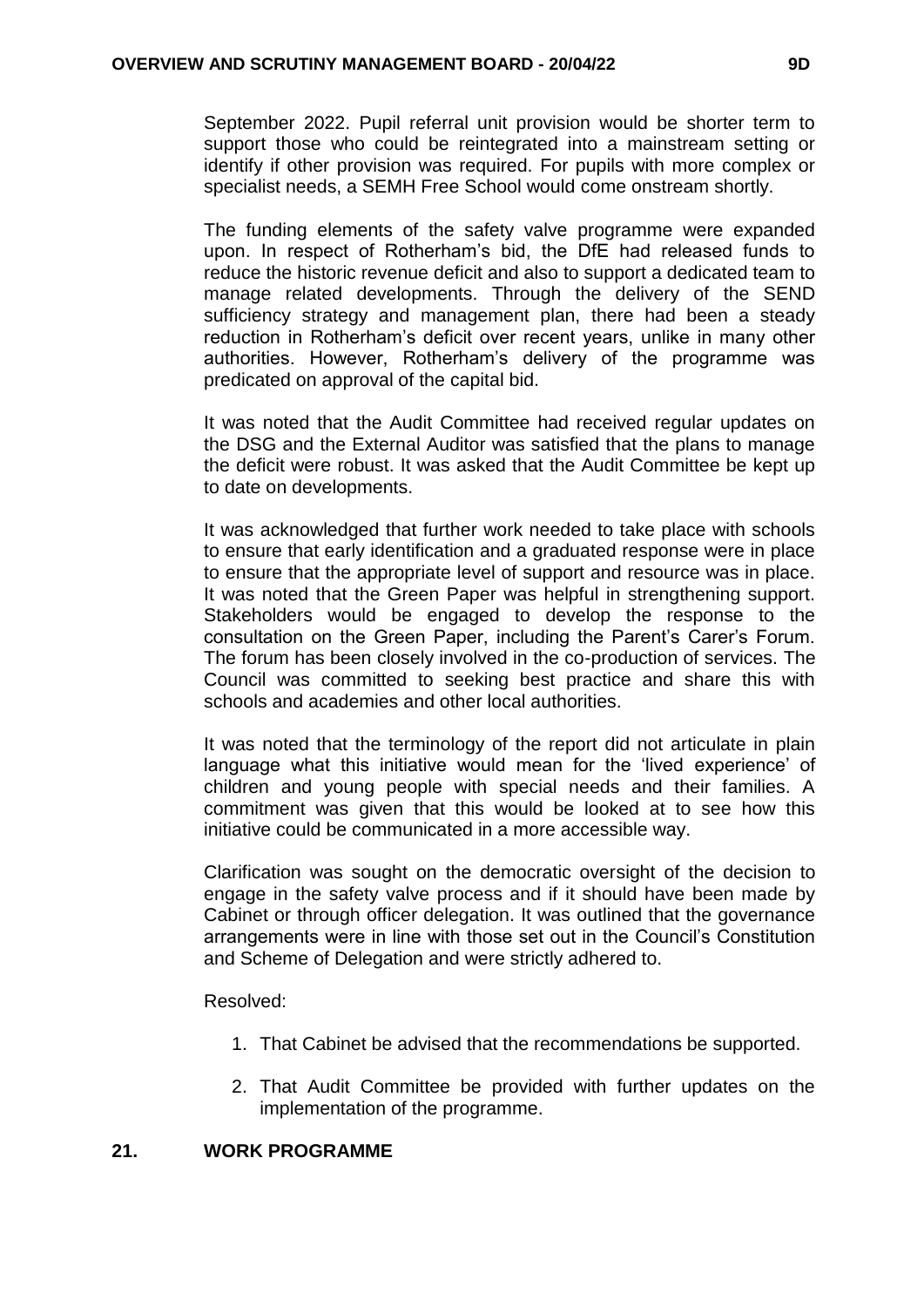September 2022. Pupil referral unit provision would be shorter term to support those who could be reintegrated into a mainstream setting or identify if other provision was required. For pupils with more complex or specialist needs, a SEMH Free School would come onstream shortly.

The funding elements of the safety valve programme were expanded upon. In respect of Rotherham's bid, the DfE had released funds to reduce the historic revenue deficit and also to support a dedicated team to manage related developments. Through the delivery of the SEND sufficiency strategy and management plan, there had been a steady reduction in Rotherham's deficit over recent years, unlike in many other authorities. However, Rotherham's delivery of the programme was predicated on approval of the capital bid.

It was noted that the Audit Committee had received regular updates on the DSG and the External Auditor was satisfied that the plans to manage the deficit were robust. It was asked that the Audit Committee be kept up to date on developments.

It was acknowledged that further work needed to take place with schools to ensure that early identification and a graduated response were in place to ensure that the appropriate level of support and resource was in place. It was noted that the Green Paper was helpful in strengthening support. Stakeholders would be engaged to develop the response to the consultation on the Green Paper, including the Parent's Carer's Forum. The forum has been closely involved in the co-production of services. The Council was committed to seeking best practice and share this with schools and academies and other local authorities.

It was noted that the terminology of the report did not articulate in plain language what this initiative would mean for the 'lived experience' of children and young people with special needs and their families. A commitment was given that this would be looked at to see how this initiative could be communicated in a more accessible way.

Clarification was sought on the democratic oversight of the decision to engage in the safety valve process and if it should have been made by Cabinet or through officer delegation. It was outlined that the governance arrangements were in line with those set out in the Council's Constitution and Scheme of Delegation and were strictly adhered to.

Resolved:

1. That Cabinet be advised that the recommendations be supported.

2. That Audit Committee be provided with further updates on the implementation of the programme.

## 21. WORK PROGRAMME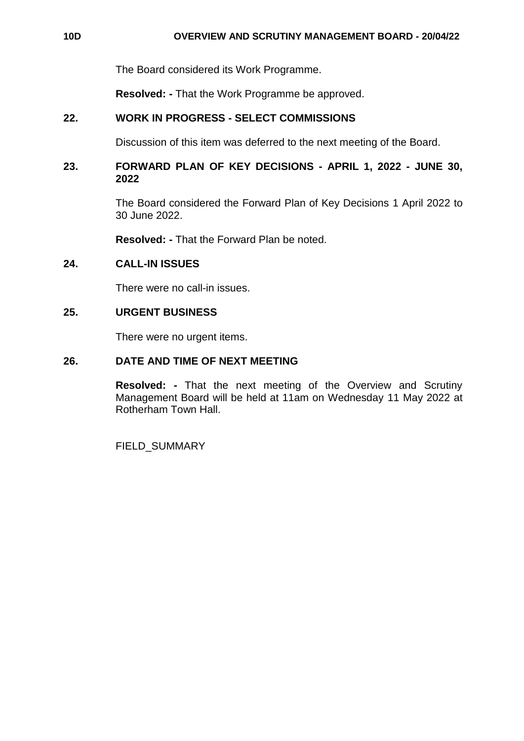The Board considered its Work Programme.

**Resolved: -** That the Work Programme be approved.

## 22. WORK IN PROGRESS - SELECT COMMISSIONS

Discussion of this item was deferred to the next meeting of the Board.

## 23. FORWARD PLAN OF KEY DECISIONS - APRIL 1, 2022 - JUNE 30, 2022

The Board considered the Forward Plan of Key Decisions 1 April 2022 to 30 June 2022.

**Resolved: -** That the Forward Plan be noted.

## 24. CALL-IN ISSUES

There were no call-in issues.

## 25. URGENT BUSINESS

There were no urgent items.

## 26. DATE AND TIME OF NEXT MEETING

**Resolved: -** That the next meeting of the Overview and Scrutiny Management Board will be held at 11am on Wednesday 11 May 2022 at Rotherham Town Hall.

FIELD_SUMMARY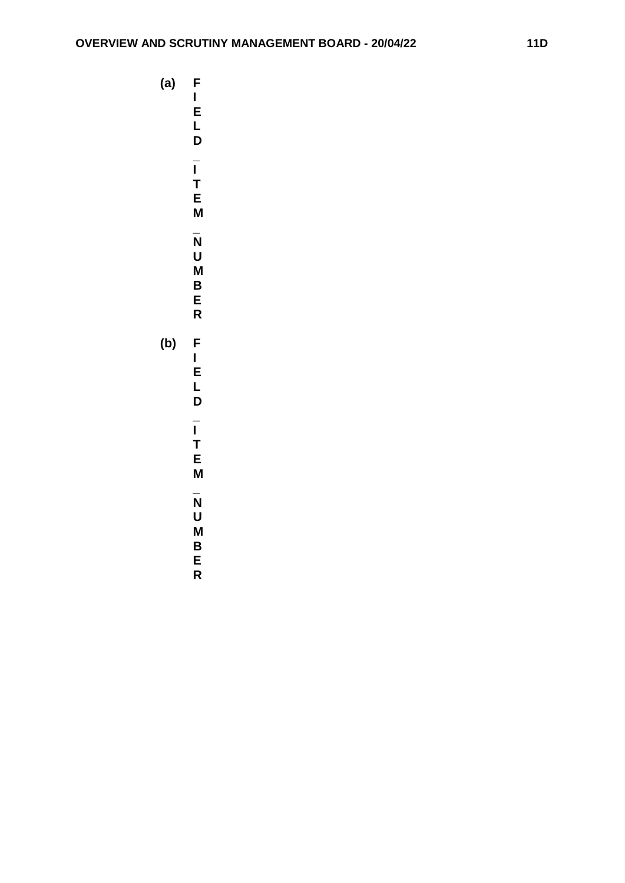(a) FIELD_ITEM_NUMBER

(b) FIELD_ITEM_NUMBER